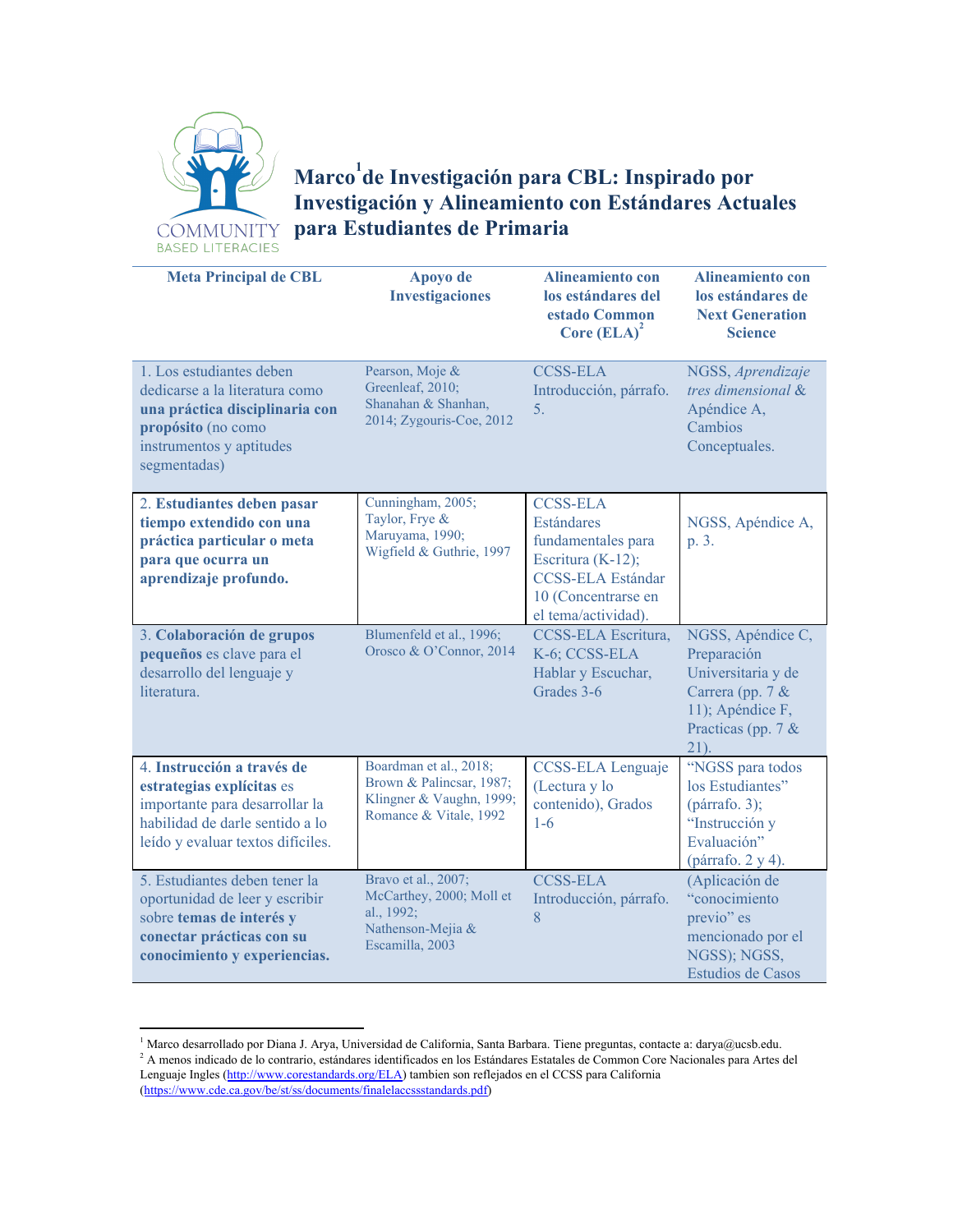# Marco[1] de Investigación para CBL: Inspirado por Investigación y Alineamiento con Estándares Actuales para Estudiantes de Primaria

| Meta Principal de CBL | Apoyo de Investigaciones | Alineamiento con los estándares del estado Common Core (ELA)[2] | Alineamiento con los estándares de Next Generation Science |
|---|---|---|---|
| 1. Los estudiantes deben dedicarse a la literatura como **una práctica disciplinaria con propósito** (no como instrumentos y aptitudes segmentadas) | Pearson, Moje & Greenleaf, 2010; Shanahan & Shanhan, 2014; Zygouris-Coe, 2012 | CCSS-ELA Introducción, párrafo. 5. | NGSS, *Aprendizaje tres dimensional* & Apéndice A, Cambios Conceptuales. |
| 2. **Estudiantes deben pasar tiempo extendido con una práctica particular o meta para que ocurra un aprendizaje profundo.** | Cunningham, 2005; Taylor, Frye & Maruyama, 1990; Wigfield & Guthrie, 1997 | CCSS-ELA Estándares fundamentales para Escritura (K-12); CCSS-ELA Estándar 10 (Concentrarse en el tema/actividad). | NGSS, Apéndice A, p. 3. |
| 3. **Colaboración de grupos pequeños** es clave para el desarrollo del lenguaje y literatura. | Blumenfeld et al., 1996; Orosco & O'Connor, 2014 | CCSS-ELA Escritura, K-6; CCSS-ELA Hablar y Escuchar, Grades 3-6 | NGSS, Apéndice C, Preparación Universitaria y de Carrera (pp. 7 & 11); Apéndice F, Practicas (pp. 7 & 21). |
| 4. **Instrucción a través de estrategias explícitas** es importante para desarrollar la habilidad de darle sentido a lo leído y evaluar textos difíciles. | Boardman et al., 2018; Brown & Palincsar, 1987; Klingner & Vaughn, 1999; Romance & Vitale, 1992 | CCSS-ELA Lenguaje (Lectura y lo contenido), Grados 1-6 | "NGSS para todos los Estudiantes" (párrafo. 3); "Instrucción y Evaluación" (párrafo. 2 y 4). |
| 5. Estudiantes deben tener la oportunidad de leer y escribir sobre **temas de interés y conectar prácticas con su conocimiento y experiencias.** | Bravo et al., 2007; McCarthey, 2000; Moll et al., 1992; Nathenson-Mejia & Escamilla, 2003 | CCSS-ELA Introducción, párrafo. 8 | (Aplicación de "conocimiento previo" es mencionado por el NGSS); NGSS, Estudios de Casos |

[1] Marco desarrollado por Diana J. Arya, Universidad de California, Santa Barbara. Tiene preguntas, contacte a: darya@ucsb.edu.

[2] A menos indicado de lo contrario, estándares identificados en los Estándares Estatales de Common Core Nacionales para Artes del Lenguaje Ingles (http://www.corestandards.org/ELA) tambien son reflejados en el CCSS para California (https://www.cde.ca.gov/be/st/ss/documents/finalelaccssstandards.pdf)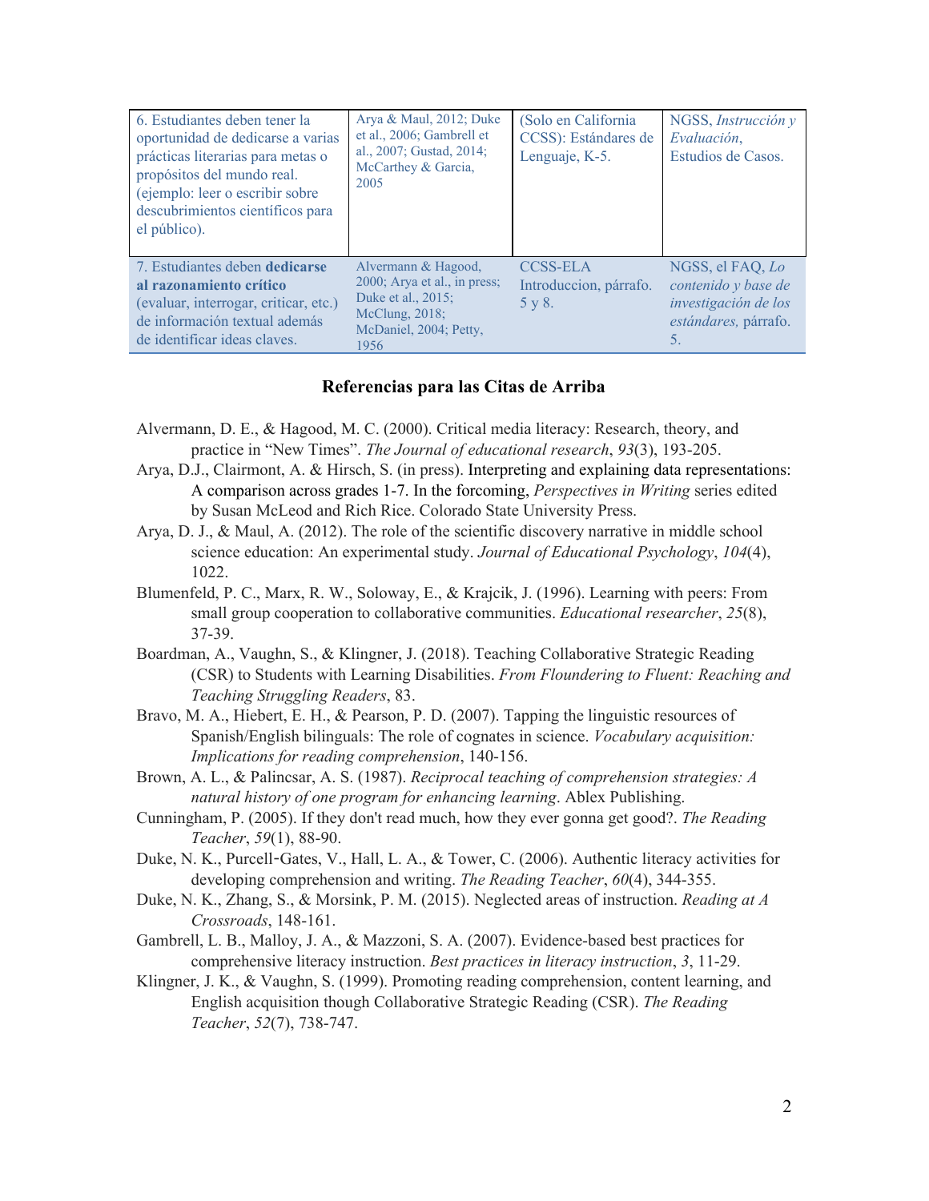| 6. Estudiantes deben tener la oportunidad de dedicarse a varias prácticas literarias para metas o propósitos del mundo real. (ejemplo: leer o escribir sobre descubrimientos científicos para el público). | Arya & Maul, 2012; Duke et al., 2006; Gambrell et al., 2007; Gustad, 2014; McCarthey & Garcia, 2005 | (Solo en California CCSS): Estándares de Lenguaje, K-5. | NGSS, *Instrucción y Evaluación*, Estudios de Casos. |
|---|---|---|---|
| 7. Estudiantes deben **dedicarse al razonamiento crítico** (evaluar, interrogar, criticar, etc.) de información textual además de identificar ideas claves. | Alvermann & Hagood, 2000; Arya et al., in press; Duke et al., 2015; McClung, 2018; McDaniel, 2004; Petty, 1956 | CCSS-ELA Introduccion, párrafo. 5 y 8. | NGSS, el FAQ, *Lo contenido y base de investigación de los estándares,* párrafo. 5. |

## Referencias para las Citas de Arriba

Alvermann, D. E., & Hagood, M. C. (2000). Critical media literacy: Research, theory, and practice in "New Times". *The Journal of educational research*, *93*(3), 193-205.

Arya, D.J., Clairmont, A. & Hirsch, S. (in press). Interpreting and explaining data representations: A comparison across grades 1-7. In the forcoming, *Perspectives in Writing* series edited by Susan McLeod and Rich Rice. Colorado State University Press.

Arya, D. J., & Maul, A. (2012). The role of the scientific discovery narrative in middle school science education: An experimental study. *Journal of Educational Psychology*, *104*(4), 1022.

Blumenfeld, P. C., Marx, R. W., Soloway, E., & Krajcik, J. (1996). Learning with peers: From small group cooperation to collaborative communities. *Educational researcher*, *25*(8), 37-39.

Boardman, A., Vaughn, S., & Klingner, J. (2018). Teaching Collaborative Strategic Reading (CSR) to Students with Learning Disabilities. *From Floundering to Fluent: Reaching and Teaching Struggling Readers*, 83.

Bravo, M. A., Hiebert, E. H., & Pearson, P. D. (2007). Tapping the linguistic resources of Spanish/English bilinguals: The role of cognates in science. *Vocabulary acquisition: Implications for reading comprehension*, 140-156.

Brown, A. L., & Palincsar, A. S. (1987). *Reciprocal teaching of comprehension strategies: A natural history of one program for enhancing learning*. Ablex Publishing.

Cunningham, P. (2005). If they don't read much, how they ever gonna get good?. *The Reading Teacher*, *59*(1), 88-90.

Duke, N. K., Purcell‐Gates, V., Hall, L. A., & Tower, C. (2006). Authentic literacy activities for developing comprehension and writing. *The Reading Teacher*, *60*(4), 344-355.

Duke, N. K., Zhang, S., & Morsink, P. M. (2015). Neglected areas of instruction. *Reading at A Crossroads*, 148-161.

Gambrell, L. B., Malloy, J. A., & Mazzoni, S. A. (2007). Evidence-based best practices for comprehensive literacy instruction. *Best practices in literacy instruction*, *3*, 11-29.

Klingner, J. K., & Vaughn, S. (1999). Promoting reading comprehension, content learning, and English acquisition though Collaborative Strategic Reading (CSR). *The Reading Teacher*, *52*(7), 738-747.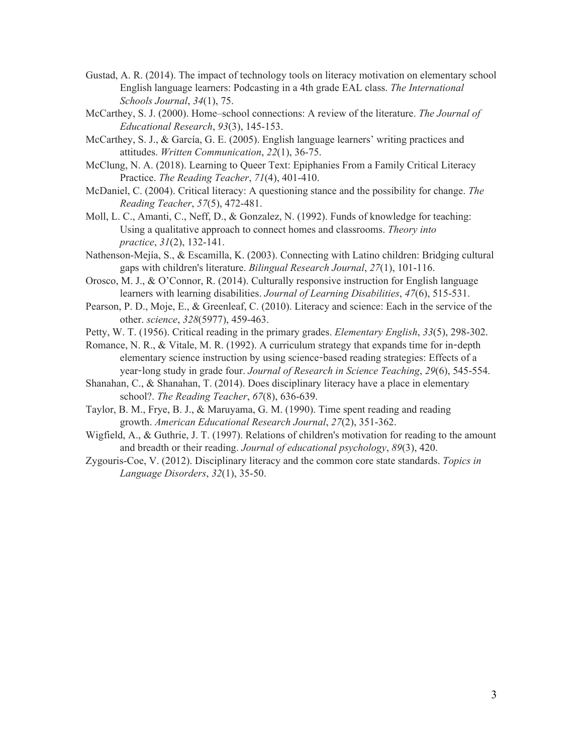Gustad, A. R. (2014). The impact of technology tools on literacy motivation on elementary school English language learners: Podcasting in a 4th grade EAL class. *The International Schools Journal*, *34*(1), 75.

McCarthey, S. J. (2000). Home–school connections: A review of the literature. *The Journal of Educational Research*, *93*(3), 145-153.

McCarthey, S. J., & García, G. E. (2005). English language learners' writing practices and attitudes. *Written Communication*, *22*(1), 36-75.

McClung, N. A. (2018). Learning to Queer Text: Epiphanies From a Family Critical Literacy Practice. *The Reading Teacher*, *71*(4), 401-410.

McDaniel, C. (2004). Critical literacy: A questioning stance and the possibility for change. *The Reading Teacher*, *57*(5), 472-481.

Moll, L. C., Amanti, C., Neff, D., & Gonzalez, N. (1992). Funds of knowledge for teaching: Using a qualitative approach to connect homes and classrooms. *Theory into practice*, *31*(2), 132-141.

Nathenson-Mejía, S., & Escamilla, K. (2003). Connecting with Latino children: Bridging cultural gaps with children's literature. *Bilingual Research Journal*, *27*(1), 101-116.

Orosco, M. J., & O'Connor, R. (2014). Culturally responsive instruction for English language learners with learning disabilities. *Journal of Learning Disabilities*, *47*(6), 515-531.

Pearson, P. D., Moje, E., & Greenleaf, C. (2010). Literacy and science: Each in the service of the other. *science*, *328*(5977), 459-463.

Petty, W. T. (1956). Critical reading in the primary grades. *Elementary English*, *33*(5), 298-302.

Romance, N. R., & Vitale, M. R. (1992). A curriculum strategy that expands time for in‐depth elementary science instruction by using science‐based reading strategies: Effects of a year‐long study in grade four. *Journal of Research in Science Teaching*, *29*(6), 545-554.

Shanahan, C., & Shanahan, T. (2014). Does disciplinary literacy have a place in elementary school?. *The Reading Teacher*, *67*(8), 636-639.

Taylor, B. M., Frye, B. J., & Maruyama, G. M. (1990). Time spent reading and reading growth. *American Educational Research Journal*, *27*(2), 351-362.

Wigfield, A., & Guthrie, J. T. (1997). Relations of children's motivation for reading to the amount and breadth or their reading. *Journal of educational psychology*, *89*(3), 420.

Zygouris-Coe, V. (2012). Disciplinary literacy and the common core state standards. *Topics in Language Disorders*, *32*(1), 35-50.